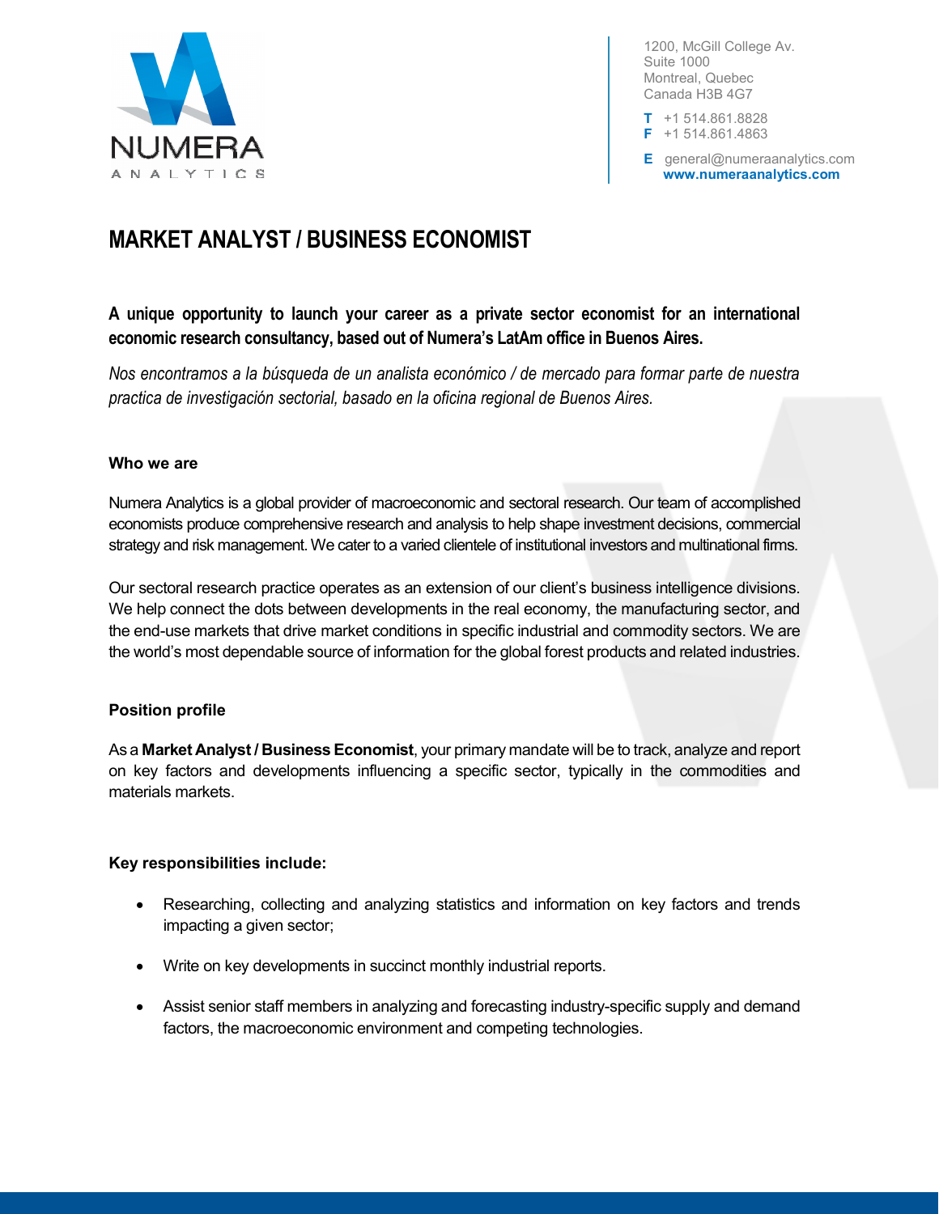NUMERA
ANALYTICS

1200, McGill College Av.
Suite 1000
Montreal, Quebec
Canada H3B 4G7

**T** +1 514.861.8828
**F** +1 514.861.4863

**E** general@numeraanalytics.com
**www.numeraanalytics.com**

# MARKET ANALYST / BUSINESS ECONOMIST

**A unique opportunity to launch your career as a private sector economist for an international economic research consultancy, based out of Numera's LatAm office in Buenos Aires.**

*Nos encontramos a la búsqueda de un analista económico / de mercado para formar parte de nuestra practica de investigación sectorial, basado en la oficina regional de Buenos Aires.*

### Who we are

Numera Analytics is a global provider of macroeconomic and sectoral research. Our team of accomplished economists produce comprehensive research and analysis to help shape investment decisions, commercial strategy and risk management. We cater to a varied clientele of institutional investors and multinational firms.

Our sectoral research practice operates as an extension of our client's business intelligence divisions. We help connect the dots between developments in the real economy, the manufacturing sector, and the end-use markets that drive market conditions in specific industrial and commodity sectors. We are the world's most dependable source of information for the global forest products and related industries.

### Position profile

As a **Market Analyst / Business Economist**, your primary mandate will be to track, analyze and report on key factors and developments influencing a specific sector, typically in the commodities and materials markets.

### Key responsibilities include:

- Researching, collecting and analyzing statistics and information on key factors and trends impacting a given sector;
- Write on key developments in succinct monthly industrial reports.
- Assist senior staff members in analyzing and forecasting industry-specific supply and demand factors, the macroeconomic environment and competing technologies.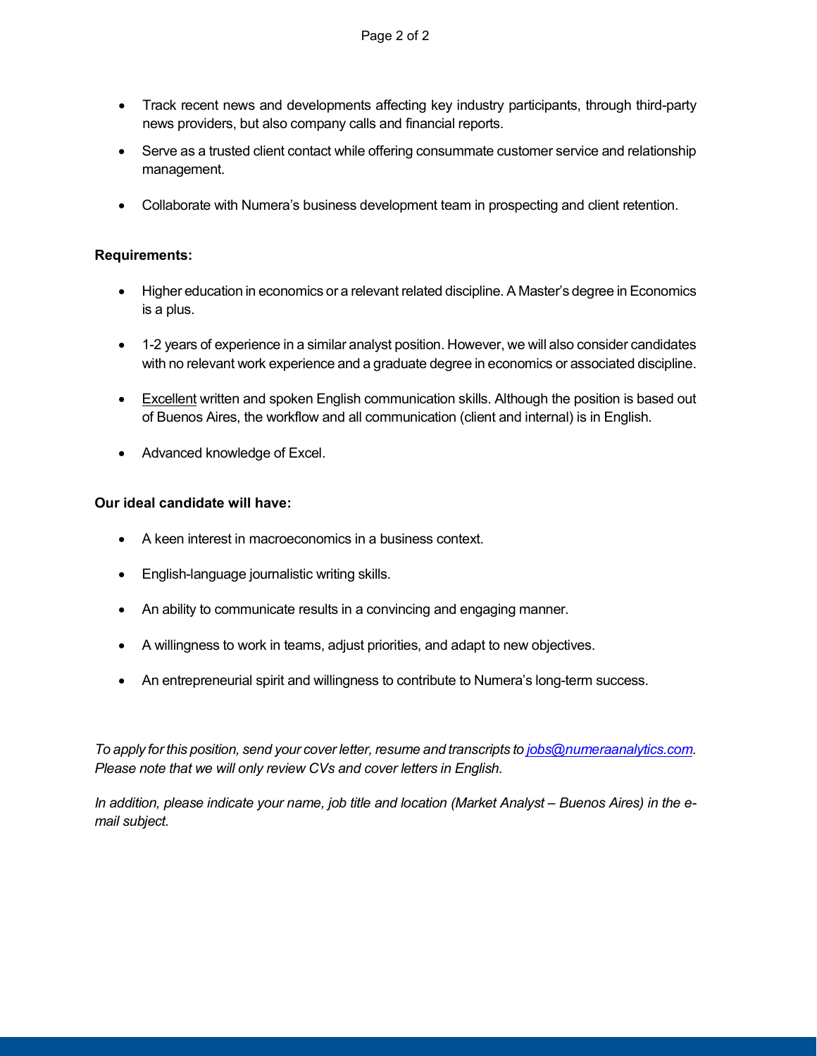- Track recent news and developments affecting key industry participants, through third-party news providers, but also company calls and financial reports.

- Serve as a trusted client contact while offering consummate customer service and relationship management.

- Collaborate with Numera's business development team in prospecting and client retention.

**Requirements:**

- Higher education in economics or a relevant related discipline. A Master's degree in Economics is a plus.

- 1-2 years of experience in a similar analyst position. However, we will also consider candidates with no relevant work experience and a graduate degree in economics or associated discipline.

- <u>Excellent</u> written and spoken English communication skills. Although the position is based out of Buenos Aires, the workflow and all communication (client and internal) is in English.

- Advanced knowledge of Excel.

**Our ideal candidate will have:**

- A keen interest in macroeconomics in a business context.

- English-language journalistic writing skills.

- An ability to communicate results in a convincing and engaging manner.

- A willingness to work in teams, adjust priorities, and adapt to new objectives.

- An entrepreneurial spirit and willingness to contribute to Numera's long-term success.

*To apply for this position, send your cover letter, resume and transcripts to [jobs@numeraanalytics.com](mailto:jobs@numeraanalytics.com). Please note that we will only review CVs and cover letters in English.*

*In addition, please indicate your name, job title and location (Market Analyst – Buenos Aires) in the e-mail subject.*